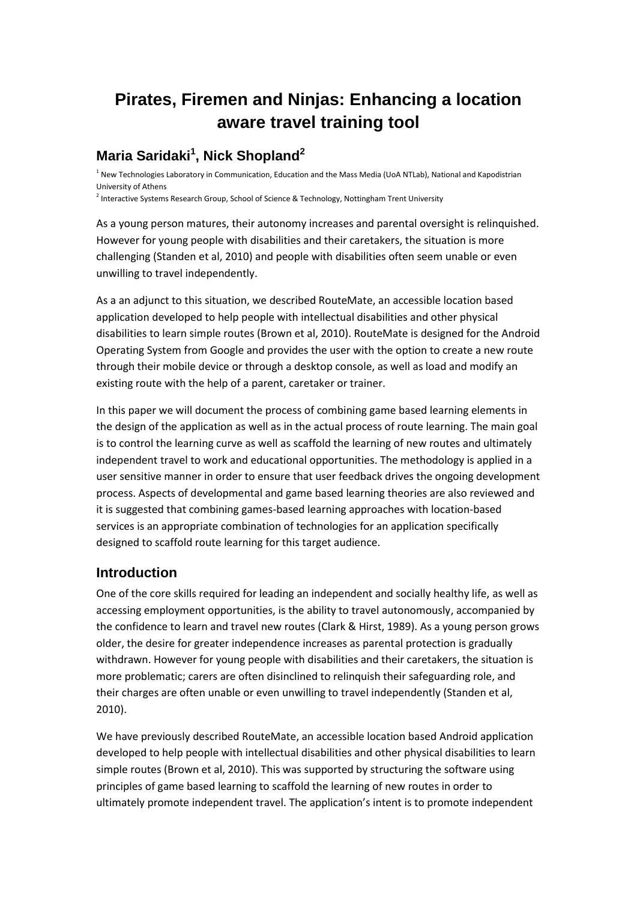# Pirates, Firemen and Ninjas: Enhancing a location aware travel training tool

## Maria Saridaki[1], Nick Shopland[2]

[1] New Technologies Laboratory in Communication, Education and the Mass Media (UoA NTLab), National and Kapodistrian University of Athens

[2] Interactive Systems Research Group, School of Science & Technology, Nottingham Trent University

As a young person matures, their autonomy increases and parental oversight is relinquished. However for young people with disabilities and their caretakers, the situation is more challenging (Standen et al, 2010) and people with disabilities often seem unable or even unwilling to travel independently.

As a an adjunct to this situation, we described RouteMate, an accessible location based application developed to help people with intellectual disabilities and other physical disabilities to learn simple routes (Brown et al, 2010). RouteMate is designed for the Android Operating System from Google and provides the user with the option to create a new route through their mobile device or through a desktop console, as well as load and modify an existing route with the help of a parent, caretaker or trainer.

In this paper we will document the process of combining game based learning elements in the design of the application as well as in the actual process of route learning. The main goal is to control the learning curve as well as scaffold the learning of new routes and ultimately independent travel to work and educational opportunities. The methodology is applied in a user sensitive manner in order to ensure that user feedback drives the ongoing development process. Aspects of developmental and game based learning theories are also reviewed and it is suggested that combining games-based learning approaches with location-based services is an appropriate combination of technologies for an application specifically designed to scaffold route learning for this target audience.

## Introduction

One of the core skills required for leading an independent and socially healthy life, as well as accessing employment opportunities, is the ability to travel autonomously, accompanied by the confidence to learn and travel new routes (Clark & Hirst, 1989). As a young person grows older, the desire for greater independence increases as parental protection is gradually withdrawn. However for young people with disabilities and their caretakers, the situation is more problematic; carers are often disinclined to relinquish their safeguarding role, and their charges are often unable or even unwilling to travel independently (Standen et al, 2010).

We have previously described RouteMate, an accessible location based Android application developed to help people with intellectual disabilities and other physical disabilities to learn simple routes (Brown et al, 2010). This was supported by structuring the software using principles of game based learning to scaffold the learning of new routes in order to ultimately promote independent travel. The application's intent is to promote independent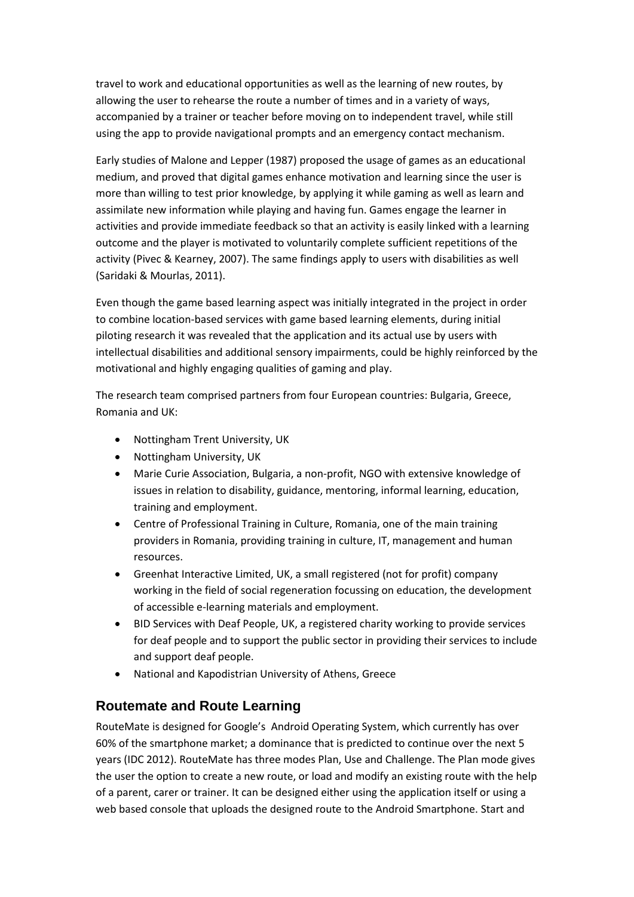travel to work and educational opportunities as well as the learning of new routes, by allowing the user to rehearse the route a number of times and in a variety of ways, accompanied by a trainer or teacher before moving on to independent travel, while still using the app to provide navigational prompts and an emergency contact mechanism.

Early studies of Malone and Lepper (1987) proposed the usage of games as an educational medium, and proved that digital games enhance motivation and learning since the user is more than willing to test prior knowledge, by applying it while gaming as well as learn and assimilate new information while playing and having fun. Games engage the learner in activities and provide immediate feedback so that an activity is easily linked with a learning outcome and the player is motivated to voluntarily complete sufficient repetitions of the activity (Pivec & Kearney, 2007). The same findings apply to users with disabilities as well (Saridaki & Mourlas, 2011).

Even though the game based learning aspect was initially integrated in the project in order to combine location-based services with game based learning elements, during initial piloting research it was revealed that the application and its actual use by users with intellectual disabilities and additional sensory impairments, could be highly reinforced by the motivational and highly engaging qualities of gaming and play.

The research team comprised partners from four European countries: Bulgaria, Greece, Romania and UK:

- Nottingham Trent University, UK
- Nottingham University, UK
- Marie Curie Association, Bulgaria, a non-profit, NGO with extensive knowledge of issues in relation to disability, guidance, mentoring, informal learning, education, training and employment.
- Centre of Professional Training in Culture, Romania, one of the main training providers in Romania, providing training in culture, IT, management and human resources.
- Greenhat Interactive Limited, UK, a small registered (not for profit) company working in the field of social regeneration focussing on education, the development of accessible e-learning materials and employment.
- BID Services with Deaf People, UK, a registered charity working to provide services for deaf people and to support the public sector in providing their services to include and support deaf people.
- National and Kapodistrian University of Athens, Greece

## Routemate and Route Learning

RouteMate is designed for Google's Android Operating System, which currently has over 60% of the smartphone market; a dominance that is predicted to continue over the next 5 years (IDC 2012). RouteMate has three modes Plan, Use and Challenge. The Plan mode gives the user the option to create a new route, or load and modify an existing route with the help of a parent, carer or trainer. It can be designed either using the application itself or using a web based console that uploads the designed route to the Android Smartphone. Start and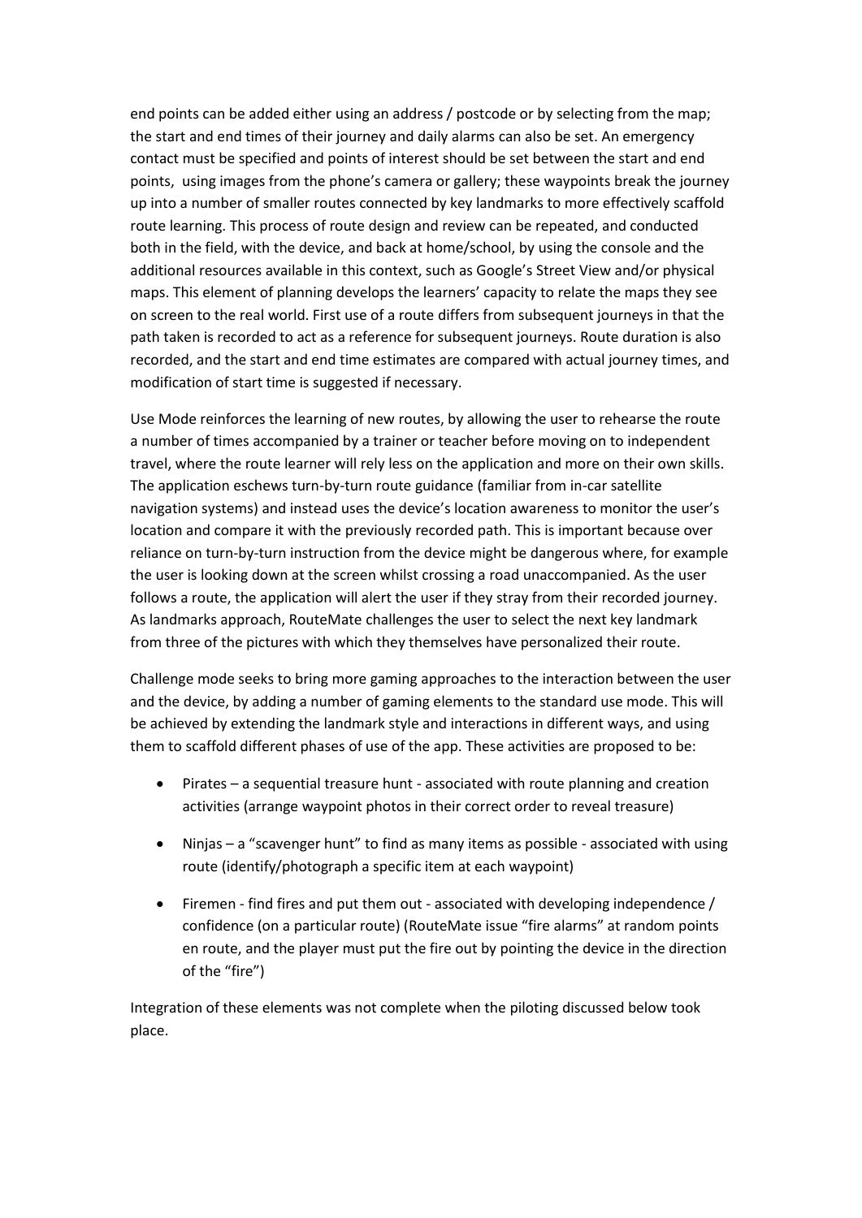end points can be added either using an address / postcode or by selecting from the map; the start and end times of their journey and daily alarms can also be set. An emergency contact must be specified and points of interest should be set between the start and end points, using images from the phone's camera or gallery; these waypoints break the journey up into a number of smaller routes connected by key landmarks to more effectively scaffold route learning. This process of route design and review can be repeated, and conducted both in the field, with the device, and back at home/school, by using the console and the additional resources available in this context, such as Google's Street View and/or physical maps. This element of planning develops the learners' capacity to relate the maps they see on screen to the real world. First use of a route differs from subsequent journeys in that the path taken is recorded to act as a reference for subsequent journeys. Route duration is also recorded, and the start and end time estimates are compared with actual journey times, and modification of start time is suggested if necessary.

Use Mode reinforces the learning of new routes, by allowing the user to rehearse the route a number of times accompanied by a trainer or teacher before moving on to independent travel, where the route learner will rely less on the application and more on their own skills. The application eschews turn-by-turn route guidance (familiar from in-car satellite navigation systems) and instead uses the device's location awareness to monitor the user's location and compare it with the previously recorded path. This is important because over reliance on turn-by-turn instruction from the device might be dangerous where, for example the user is looking down at the screen whilst crossing a road unaccompanied. As the user follows a route, the application will alert the user if they stray from their recorded journey. As landmarks approach, RouteMate challenges the user to select the next key landmark from three of the pictures with which they themselves have personalized their route.

Challenge mode seeks to bring more gaming approaches to the interaction between the user and the device, by adding a number of gaming elements to the standard use mode. This will be achieved by extending the landmark style and interactions in different ways, and using them to scaffold different phases of use of the app. These activities are proposed to be:

- Pirates – a sequential treasure hunt - associated with route planning and creation activities (arrange waypoint photos in their correct order to reveal treasure)
- Ninjas – a "scavenger hunt" to find as many items as possible - associated with using route (identify/photograph a specific item at each waypoint)
- Firemen - find fires and put them out - associated with developing independence / confidence (on a particular route) (RouteMate issue "fire alarms" at random points en route, and the player must put the fire out by pointing the device in the direction of the "fire")

Integration of these elements was not complete when the piloting discussed below took place.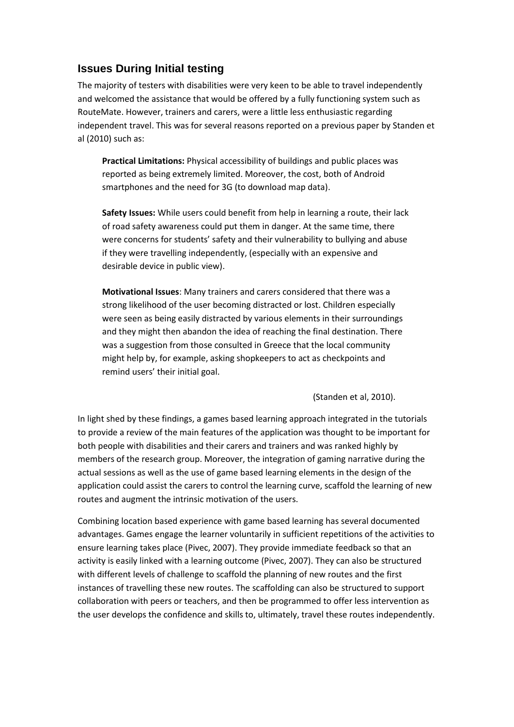## Issues During Initial testing

The majority of testers with disabilities were very keen to be able to travel independently and welcomed the assistance that would be offered by a fully functioning system such as RouteMate. However, trainers and carers, were a little less enthusiastic regarding independent travel. This was for several reasons reported on a previous paper by Standen et al (2010) such as:

> **Practical Limitations:** Physical accessibility of buildings and public places was reported as being extremely limited. Moreover, the cost, both of Android smartphones and the need for 3G (to download map data).
>
> **Safety Issues:** While users could benefit from help in learning a route, their lack of road safety awareness could put them in danger. At the same time, there were concerns for students' safety and their vulnerability to bullying and abuse if they were travelling independently, (especially with an expensive and desirable device in public view).
>
> **Motivational Issues**: Many trainers and carers considered that there was a strong likelihood of the user becoming distracted or lost. Children especially were seen as being easily distracted by various elements in their surroundings and they might then abandon the idea of reaching the final destination. There was a suggestion from those consulted in Greece that the local community might help by, for example, asking shopkeepers to act as checkpoints and remind users' their initial goal.
>
> (Standen et al, 2010).

In light shed by these findings, a games based learning approach integrated in the tutorials to provide a review of the main features of the application was thought to be important for both people with disabilities and their carers and trainers and was ranked highly by members of the research group. Moreover, the integration of gaming narrative during the actual sessions as well as the use of game based learning elements in the design of the application could assist the carers to control the learning curve, scaffold the learning of new routes and augment the intrinsic motivation of the users.

Combining location based experience with game based learning has several documented advantages. Games engage the learner voluntarily in sufficient repetitions of the activities to ensure learning takes place (Pivec, 2007). They provide immediate feedback so that an activity is easily linked with a learning outcome (Pivec, 2007). They can also be structured with different levels of challenge to scaffold the planning of new routes and the first instances of travelling these new routes. The scaffolding can also be structured to support collaboration with peers or teachers, and then be programmed to offer less intervention as the user develops the confidence and skills to, ultimately, travel these routes independently.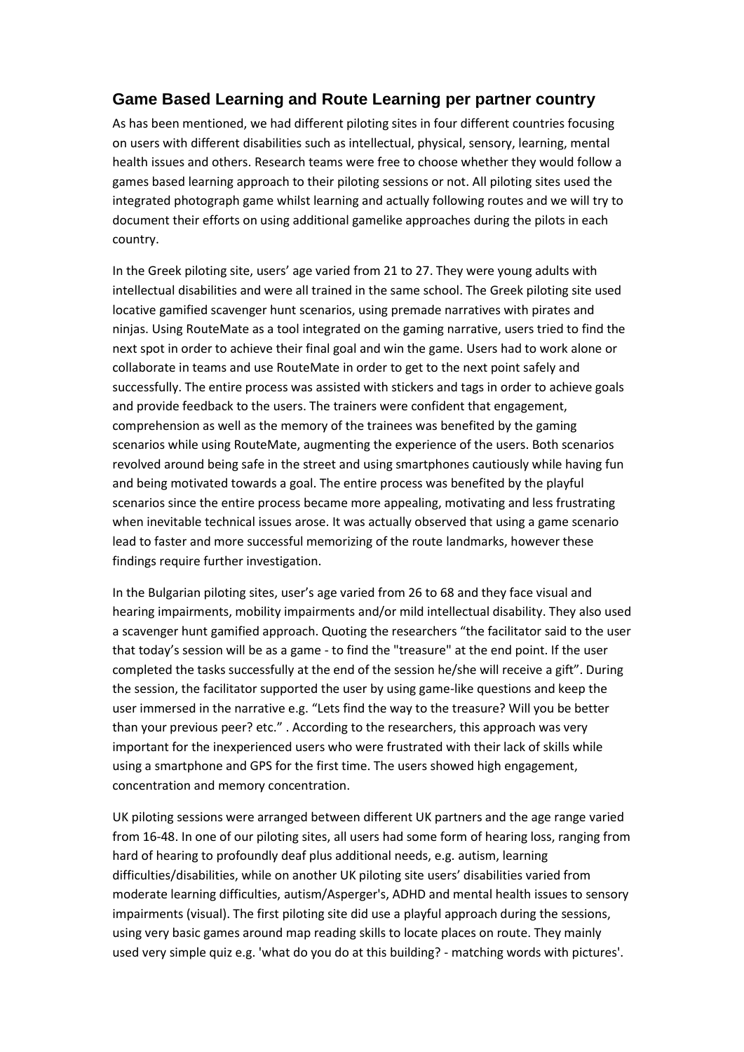## Game Based Learning and Route Learning per partner country

As has been mentioned, we had different piloting sites in four different countries focusing on users with different disabilities such as intellectual, physical, sensory, learning, mental health issues and others. Research teams were free to choose whether they would follow a games based learning approach to their piloting sessions or not. All piloting sites used the integrated photograph game whilst learning and actually following routes and we will try to document their efforts on using additional gamelike approaches during the pilots in each country.

In the Greek piloting site, users' age varied from 21 to 27. They were young adults with intellectual disabilities and were all trained in the same school. The Greek piloting site used locative gamified scavenger hunt scenarios, using premade narratives with pirates and ninjas. Using RouteMate as a tool integrated on the gaming narrative, users tried to find the next spot in order to achieve their final goal and win the game. Users had to work alone or collaborate in teams and use RouteMate in order to get to the next point safely and successfully. The entire process was assisted with stickers and tags in order to achieve goals and provide feedback to the users. The trainers were confident that engagement, comprehension as well as the memory of the trainees was benefited by the gaming scenarios while using RouteMate, augmenting the experience of the users. Both scenarios revolved around being safe in the street and using smartphones cautiously while having fun and being motivated towards a goal. The entire process was benefited by the playful scenarios since the entire process became more appealing, motivating and less frustrating when inevitable technical issues arose. It was actually observed that using a game scenario lead to faster and more successful memorizing of the route landmarks, however these findings require further investigation.

In the Bulgarian piloting sites, user's age varied from 26 to 68 and they face visual and hearing impairments, mobility impairments and/or mild intellectual disability. They also used a scavenger hunt gamified approach. Quoting the researchers "the facilitator said to the user that today's session will be as a game - to find the "treasure" at the end point. If the user completed the tasks successfully at the end of the session he/she will receive a gift". During the session, the facilitator supported the user by using game-like questions and keep the user immersed in the narrative e.g. "Lets find the way to the treasure? Will you be better than your previous peer? etc." . According to the researchers, this approach was very important for the inexperienced users who were frustrated with their lack of skills while using a smartphone and GPS for the first time. The users showed high engagement, concentration and memory concentration.

UK piloting sessions were arranged between different UK partners and the age range varied from 16-48. In one of our piloting sites, all users had some form of hearing loss, ranging from hard of hearing to profoundly deaf plus additional needs, e.g. autism, learning difficulties/disabilities, while on another UK piloting site users' disabilities varied from moderate learning difficulties, autism/Asperger's, ADHD and mental health issues to sensory impairments (visual). The first piloting site did use a playful approach during the sessions, using very basic games around map reading skills to locate places on route. They mainly used very simple quiz e.g. 'what do you do at this building? - matching words with pictures'.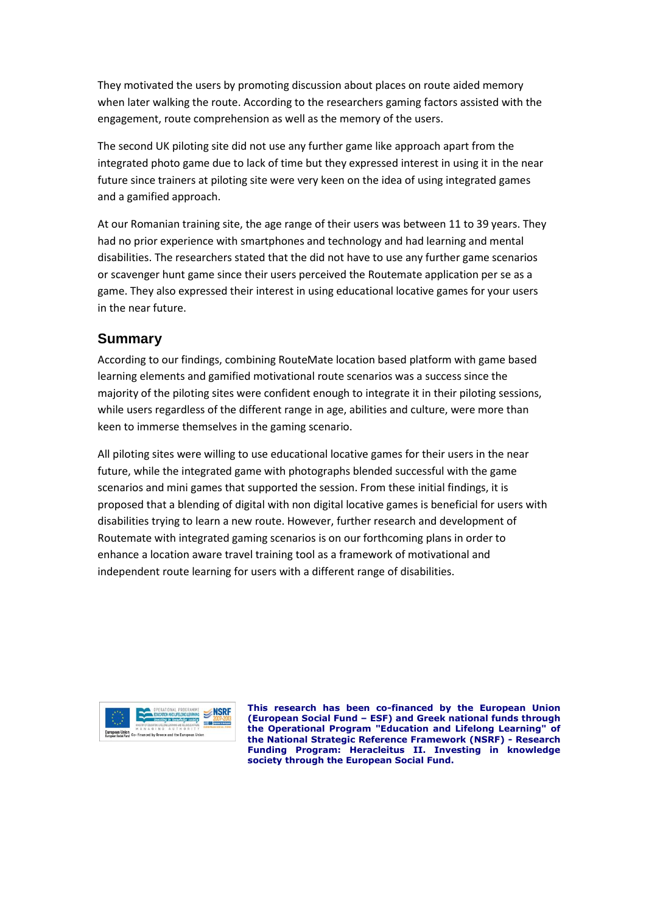They motivated the users by promoting discussion about places on route aided memory when later walking the route. According to the researchers gaming factors assisted with the engagement, route comprehension as well as the memory of the users.

The second UK piloting site did not use any further game like approach apart from the integrated photo game due to lack of time but they expressed interest in using it in the near future since trainers at piloting site were very keen on the idea of using integrated games and a gamified approach.

At our Romanian training site, the age range of their users was between 11 to 39 years. They had no prior experience with smartphones and technology and had learning and mental disabilities. The researchers stated that the did not have to use any further game scenarios or scavenger hunt game since their users perceived the Routemate application per se as a game. They also expressed their interest in using educational locative games for your users in the near future.

## Summary

According to our findings, combining RouteMate location based platform with game based learning elements and gamified motivational route scenarios was a success since the majority of the piloting sites were confident enough to integrate it in their piloting sessions, while users regardless of the different range in age, abilities and culture, were more than keen to immerse themselves in the gaming scenario.

All piloting sites were willing to use educational locative games for their users in the near future, while the integrated game with photographs blended successful with the game scenarios and mini games that supported the session. From these initial findings, it is proposed that a blending of digital with non digital locative games is beneficial for users with disabilities trying to learn a new route. However, further research and development of Routemate with integrated gaming scenarios is on our forthcoming plans in order to enhance a location aware travel training tool as a framework of motivational and independent route learning for users with a different range of disabilities.

**This research has been co-financed by the European Union (European Social Fund – ESF) and Greek national funds through the Operational Program "Education and Lifelong Learning" of the National Strategic Reference Framework (NSRF) - Research Funding Program: Heracleitus II. Investing in knowledge society through the European Social Fund.**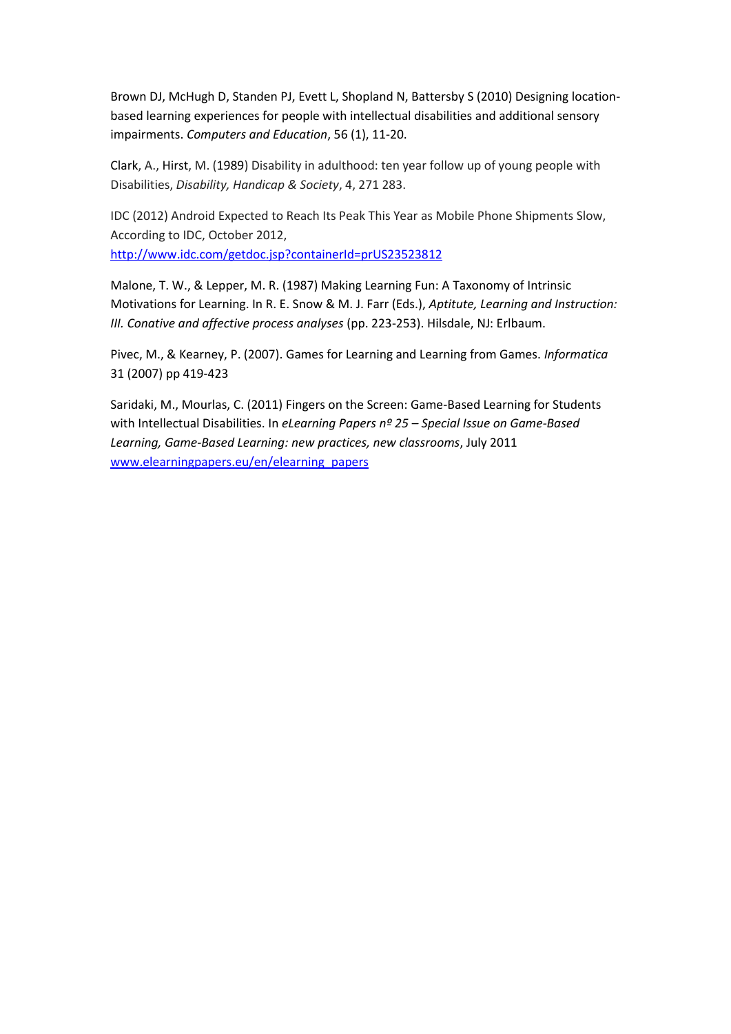Brown DJ, McHugh D, Standen PJ, Evett L, Shopland N, Battersby S (2010) Designing location-based learning experiences for people with intellectual disabilities and additional sensory impairments. *Computers and Education*, 56 (1), 11-20.

Clark, A., Hirst, M. (1989) Disability in adulthood: ten year follow up of young people with Disabilities, *Disability, Handicap & Society*, 4, 271 283.

IDC (2012) Android Expected to Reach Its Peak This Year as Mobile Phone Shipments Slow, According to IDC, October 2012, http://www.idc.com/getdoc.jsp?containerId=prUS23523812

Malone, T. W., & Lepper, M. R. (1987) Making Learning Fun: A Taxonomy of Intrinsic Motivations for Learning. In R. E. Snow & M. J. Farr (Eds.), *Aptitute, Learning and Instruction: III. Conative and affective process analyses* (pp. 223-253). Hilsdale, NJ: Erlbaum.

Pivec, M., & Kearney, P. (2007). Games for Learning and Learning from Games. *Informatica* 31 (2007) pp 419-423

Saridaki, M., Mourlas, C. (2011) Fingers on the Screen: Game-Based Learning for Students with Intellectual Disabilities. In *eLearning Papers nº 25 – Special Issue on Game-Based Learning, Game-Based Learning: new practices, new classrooms*, July 2011 www.elearningpapers.eu/en/elearning_papers